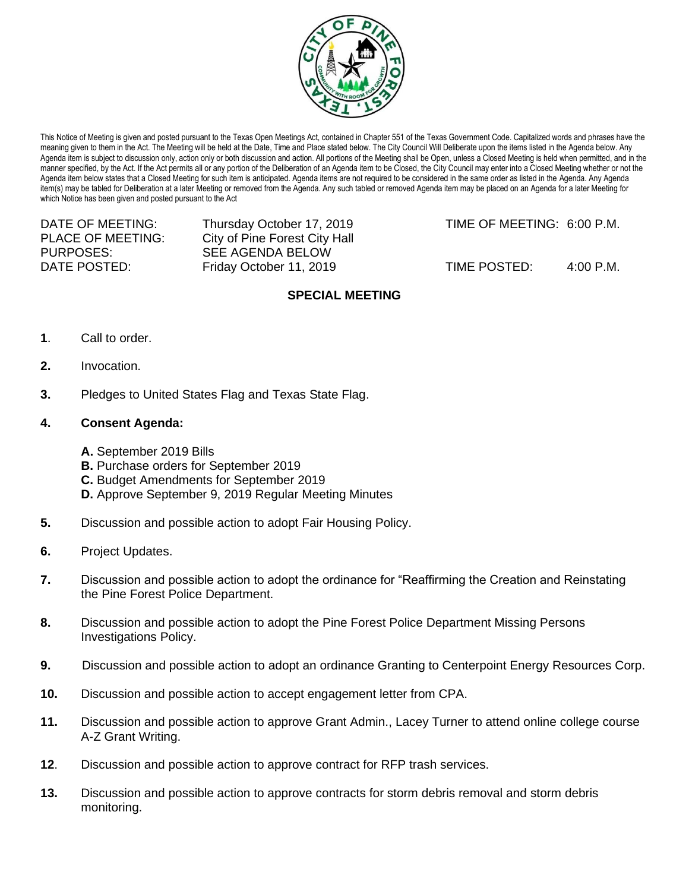This Notice of Meeting is given and posted pursuant to the Texas Open Meetings Act, contained in Chapter 551 of the Texas Government Code. Capitalized words and phrases have the meaning given to them in the Act. The Meeting will be held at the Date, Time and Place stated below. The City Council Will Deliberate upon the items listed in the Agenda below. Any Agenda item is subject to discussion only, action only or both discussion and action. All portions of the Meeting shall be Open, unless a Closed Meeting is held when permitted, and in the manner specified, by the Act. If the Act permits all or any portion of the Deliberation of an Agenda item to be Closed, the City Council may enter into a Closed Meeting whether or not the Agenda item below states that a Closed Meeting for such item is anticipated. Agenda items are not required to be considered in the same order as listed in the Agenda. Any Agenda item(s) may be tabled for Deliberation at a later Meeting or removed from the Agenda. Any such tabled or removed Agenda item may be placed on an Agenda for a later Meeting for which Notice has been given and posted pursuant to the Act

| | | | |
|---|---|---|---|
| DATE OF MEETING: | Thursday October 17, 2019 | TIME OF MEETING: | 6:00 P.M. |
| PLACE OF MEETING: | City of Pine Forest City Hall | | |
| PURPOSES: | SEE AGENDA BELOW | | |
| DATE POSTED: | Friday October 11, 2019 | TIME POSTED: | 4:00 P.M. |

**SPECIAL MEETING**

**1**. Call to order.

**2.** Invocation.

**3.** Pledges to United States Flag and Texas State Flag.

**4. Consent Agenda:**

- **A.** September 2019 Bills
- **B.** Purchase orders for September 2019
- **C.** Budget Amendments for September 2019
- **D.** Approve September 9, 2019 Regular Meeting Minutes

**5.** Discussion and possible action to adopt Fair Housing Policy.

**6.** Project Updates.

**7.** Discussion and possible action to adopt the ordinance for "Reaffirming the Creation and Reinstating the Pine Forest Police Department.

**8.** Discussion and possible action to adopt the Pine Forest Police Department Missing Persons Investigations Policy.

**9.** Discussion and possible action to adopt an ordinance Granting to Centerpoint Energy Resources Corp.

**10.** Discussion and possible action to accept engagement letter from CPA.

**11.** Discussion and possible action to approve Grant Admin., Lacey Turner to attend online college course A-Z Grant Writing.

**12**. Discussion and possible action to approve contract for RFP trash services.

**13.** Discussion and possible action to approve contracts for storm debris removal and storm debris monitoring.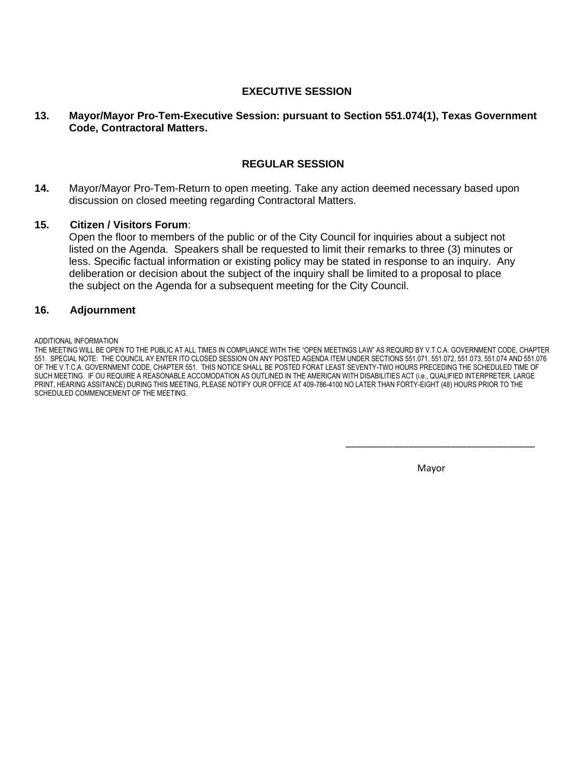## EXECUTIVE SESSION

**13. Mayor/Mayor Pro-Tem-Executive Session: pursuant to Section 551.074(1), Texas Government Code, Contractoral Matters.**

## REGULAR SESSION

**14.** Mayor/Mayor Pro-Tem-Return to open meeting. Take any action deemed necessary based upon discussion on closed meeting regarding Contractoral Matters.

**15. Citizen / Visitors Forum**:
Open the floor to members of the public or of the City Council for inquiries about a subject not listed on the Agenda. Speakers shall be requested to limit their remarks to three (3) minutes or less. Specific factual information or existing policy may be stated in response to an inquiry. Any deliberation or decision about the subject of the inquiry shall be limited to a proposal to place the subject on the Agenda for a subsequent meeting for the City Council.

**16. Adjournment**

ADDITIONAL INFORMATION
THE MEETING WILL BE OPEN TO THE PUBLIC AT ALL TIMES IN COMPLIANCE WITH THE "OPEN MEETINGS LAW" AS REQURD BY V.T.C.A. GOVERNMENT CODE, CHAPTER 551. SPECIAL NOTE: THE COUNCIL AY ENTER ITO CLOSED SESSION ON ANY POSTED AGENDA ITEM UNDER SECTIONS 551.071, 551.072, 551.073, 551.074 AND 551.076 OF THE V.T.C.A. GOVERNMENT CODE, CHAPTER 551. THIS NOTICE SHALL BE POSTED FORAT LEAST SEVENTY-TWO HOURS PRECEDING THE SCHEDULED TIME OF SUCH MEETING. IF OU REQUIRE A REASONABLE ACCOMODATION AS OUTLINED IN THE AMERICAN WITH DISABILITIES ACT (i.e., QUALIFIED INTERPRETER, LARGE PRINT, HEARING ASSITANCE) DURING THIS MEETING, PLEASE NOTIFY OUR OFFICE AT 409-786-4100 NO LATER THAN FORTY-EIGHT (48) HOURS PRIOR TO THE SCHEDULED COMMENCEMENT OF THE MEETING.

\_\_\_\_\_\_\_\_\_\_\_\_\_\_\_\_\_\_\_\_\_\_\_\_\_\_\_\_\_\_\_\_\_\_

Mayor